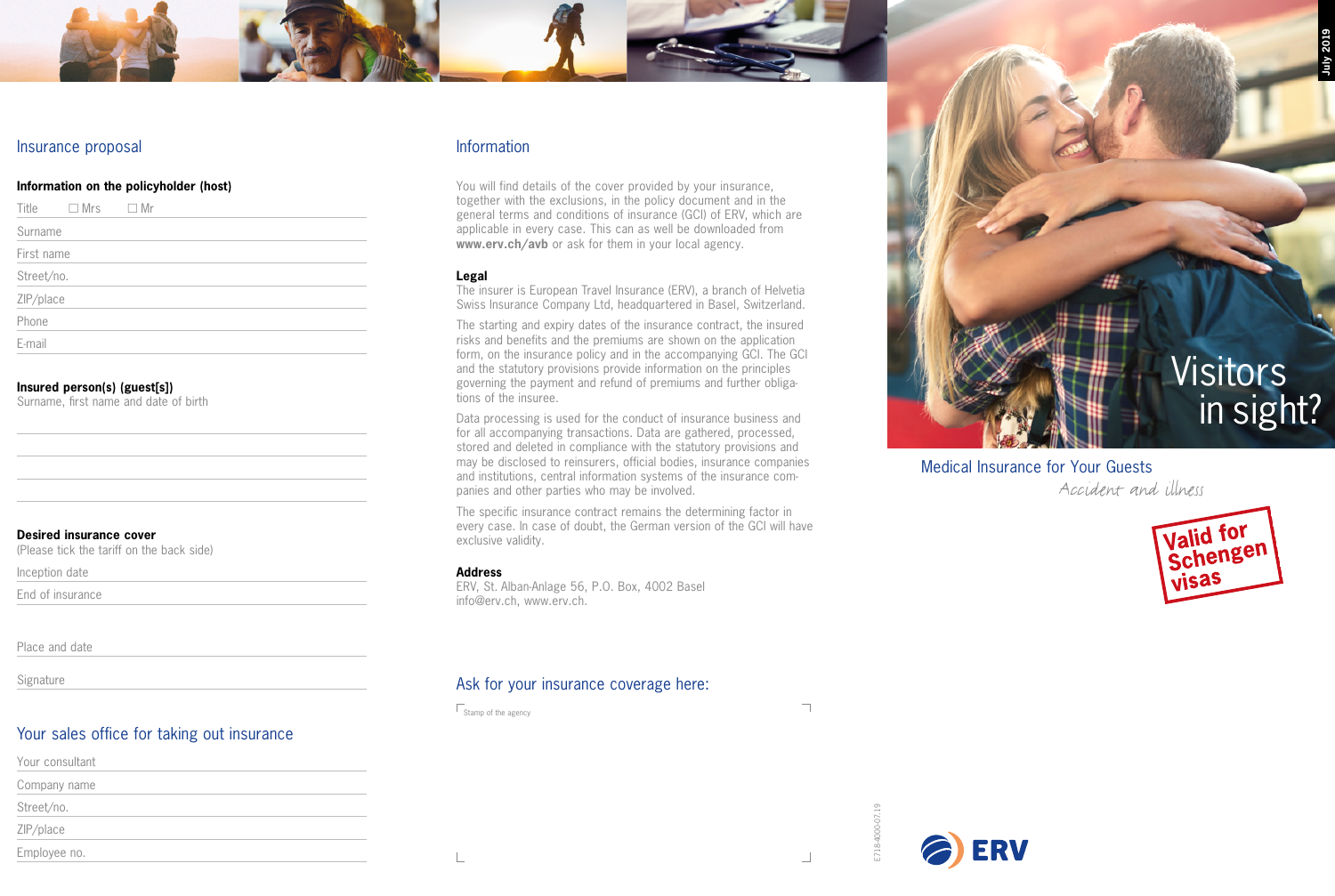## Insurance proposal

**Information on the policyholder (host)**

Title ☐ Mrs ☐ Mr

Surname

First name

Street/no.

ZIP/place

Phone

E-mail

**Insured person(s) (guest[s])**
Surname, first name and date of birth

**Desired insurance cover**
(Please tick the tariff on the back side)

Inception date

End of insurance

Place and date

Signature

## Your sales office for taking out insurance

Your consultant

Company name

Street/no.

ZIP/place

Employee no.

## Information

You will find details of the cover provided by your insurance, together with the exclusions, in the policy document and in the general terms and conditions of insurance (GCI) of ERV, which are applicable in every case. This can as well be downloaded from **www.erv.ch/avb** or ask for them in your local agency.

**Legal**
The insurer is European Travel Insurance (ERV), a branch of Helvetia Swiss Insurance Company Ltd, headquartered in Basel, Switzerland.

The starting and expiry dates of the insurance contract, the insured risks and benefits and the premiums are shown on the application form, on the insurance policy and in the accompanying GCI. The GCI and the statutory provisions provide information on the principles governing the payment and refund of premiums and further obligations of the insuree.

Data processing is used for the conduct of insurance business and for all accompanying transactions. Data are gathered, processed, stored and deleted in compliance with the statutory provisions and may be disclosed to reinsurers, official bodies, insurance companies and institutions, central information systems of the insurance companies and other parties who may be involved.

The specific insurance contract remains the determining factor in every case. In case of doubt, the German version of the GCI will have exclusive validity.

**Address**
ERV, St. Alban-Anlage 56, P.O. Box, 4002 Basel
info@erv.ch, www.erv.ch.

## Ask for your insurance coverage here:

Stamp of the agency

E718-4000-07.19

July 2019

# Visitors in sight?

## Medical Insurance for Your Guests

*Accident and illness*

**Valid for Schengen visas**

ERV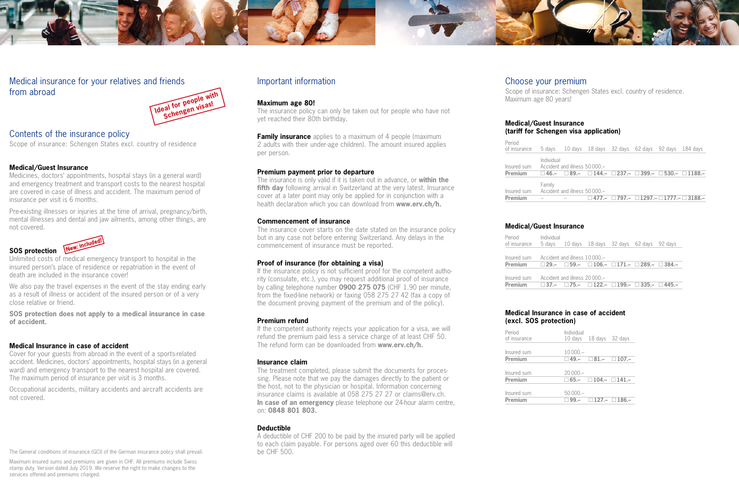## Medical insurance for your relatives and friends from abroad

**Ideal for people with Schengen visas!**

## Contents of the insurance policy

Scope of insurance: Schengen States excl. country of residence

### Medical/Guest Insurance

Medicines, doctors' appointments, hospital stays (in a general ward) and emergency treatment and transport costs to the nearest hospital are covered in case of illness and accident. The maximum period of insurance per visit is 6 months.

Pre-existing illnesses or injuries at the time of arrival, pregnancy/birth, mental illnesses and dental and jaw ailments, among other things, are not covered.

### SOS protection **New: included!**

Unlimited costs of medical emergency transport to hospital in the insured person's place of residence or repatriation in the event of death are included in the insurance cover!

We also pay the travel expenses in the event of the stay ending early as a result of illness or accident of the insured person or of a very close relative or friend.

**SOS protection does not apply to a medical insurance in case of accident.**

### Medical Insurance in case of accident

Cover for your guests from abroad in the event of a sports-related accident. Medicines, doctors' appointments, hospital stays (in a general ward) and emergency transport to the nearest hospital are covered. The maximum period of insurance per visit is 3 months.

Occupational accidents, military accidents and aircraft accidents are not covered.

The General conditions of insurance (GCI) of the German insurance policy shall prevail.

Maximum insured sums and premiums are given in CHF. All premiums include Swiss stamp duty. Version dated July 2019. We reserve the right to make changes to the services offered and premiums charged.

## Important information

### Maximum age 80!

The insurance policy can only be taken out for people who have not yet reached their 80th birthday.

**Family insurance** applies to a maximum of 4 people (maximum 2 adults with their under-age children). The amount insured applies per person.

### Premium payment prior to departure

The insurance is only valid if it is taken out in advance, or **within the fifth day** following arrival in Switzerland at the very latest. Insurance cover at a later point may only be applied for in conjunction with a health declaration which you can download from **www.erv.ch/h.**

### Commencement of insurance

The insurance cover starts on the date stated on the insurance policy but in any case not before entering Switzerland. Any delays in the commencement of insurance must be reported.

### Proof of insurance (for obtaining a visa)

If the insurance policy is not sufficient proof for the competent authority (consulate, etc.), you may request additional proof of insurance by calling telephone number **0900 275 075** (CHF 1.90 per minute, from the fixed-line network) or faxing 058 275 27 42 (fax a copy of the document proving payment of the premium and of the policy).

### Premium refund

If the competent authority rejects your application for a visa, we will refund the premium paid less a service charge of at least CHF 50. The refund form can be downloaded from **www.erv.ch/h.**

### Insurance claim

The treatment completed, please submit the documents for processing. Please note that we pay the damages directly to the patient or the host, not to the physician or hospital. Information concerning insurance claims is available at 058 275 27 27 or claims@erv.ch. **In case of an emergency** please telephone our 24-hour alarm centre, on: **0848 801 803.**

### Deductible

A deductible of CHF 200 to be paid by the insured party will be applied to each claim payable. For persons aged over 60 this deductible will be CHF 500.

## Choose your premium

Scope of insurance: Schengen States excl. country of residence. Maximum age 80 years!

### Medical/Guest Insurance (tariff for Schengen visa application)

| Period of insurance | 5 days | 10 days | 18 days | 32 days | 62 days | 92 days | 184 days |
|---|---|---|---|---|---|---|---|
| | Individual | | | | | | |
| Insured sum | Accident and illness 50 000.– | | | | | | |
| **Premium** | ☐ **46.–** | ☐ **89.–** | ☐ **144.–** | ☐ **237.–** | ☐ **399.–** | ☐ **530.–** | ☐ **1188.–** |
| | Family | | | | | | |
| Insured sum | Accident and illness 50 000.– | | | | | | |
| **Premium** | – | – | ☐ **477.–** | ☐ **797.–** | ☐ **1297.–** | ☐ **1777.–** | ☐ **3188.–** |

### Medical/Guest Insurance

| Period of insurance | Individual 5 days | 10 days | 18 days | 32 days | 62 days | 92 days |
|---|---|---|---|---|---|---|
| Insured sum | Accident and illness 10 000.– | | | | | |
| **Premium** | ☐ **29.–** | ☐ **59.–** | ☐ **106.–** | ☐ **171.–** | ☐ **289.–** | ☐ **384.–** |
| Insured sum | Accident and illness 20 000.– | | | | | |
| **Premium** | ☐ **37.–** | ☐ **75.–** | ☐ **122.–** | ☐ **199.–** | ☐ **335.–** | ☐ **445.–** |

### Medical Insurance in case of accident (excl. SOS protection)

| Period of insurance | Individual 10 days | 18 days | 32 days |
|---|---|---|---|
| Insured sum | 10 000.– | | |
| **Premium** | ☐ **49.–** | ☐ **81.–** | ☐ **107.–** |
| Insured sum | 20 000.– | | |
| **Premium** | ☐ **65.–** | ☐ **104.–** | ☐ **141.–** |
| Insured sum | 50 000.– | | |
| **Premium** | ☐ **99.–** | ☐ **127.–** | ☐ **186.–** |